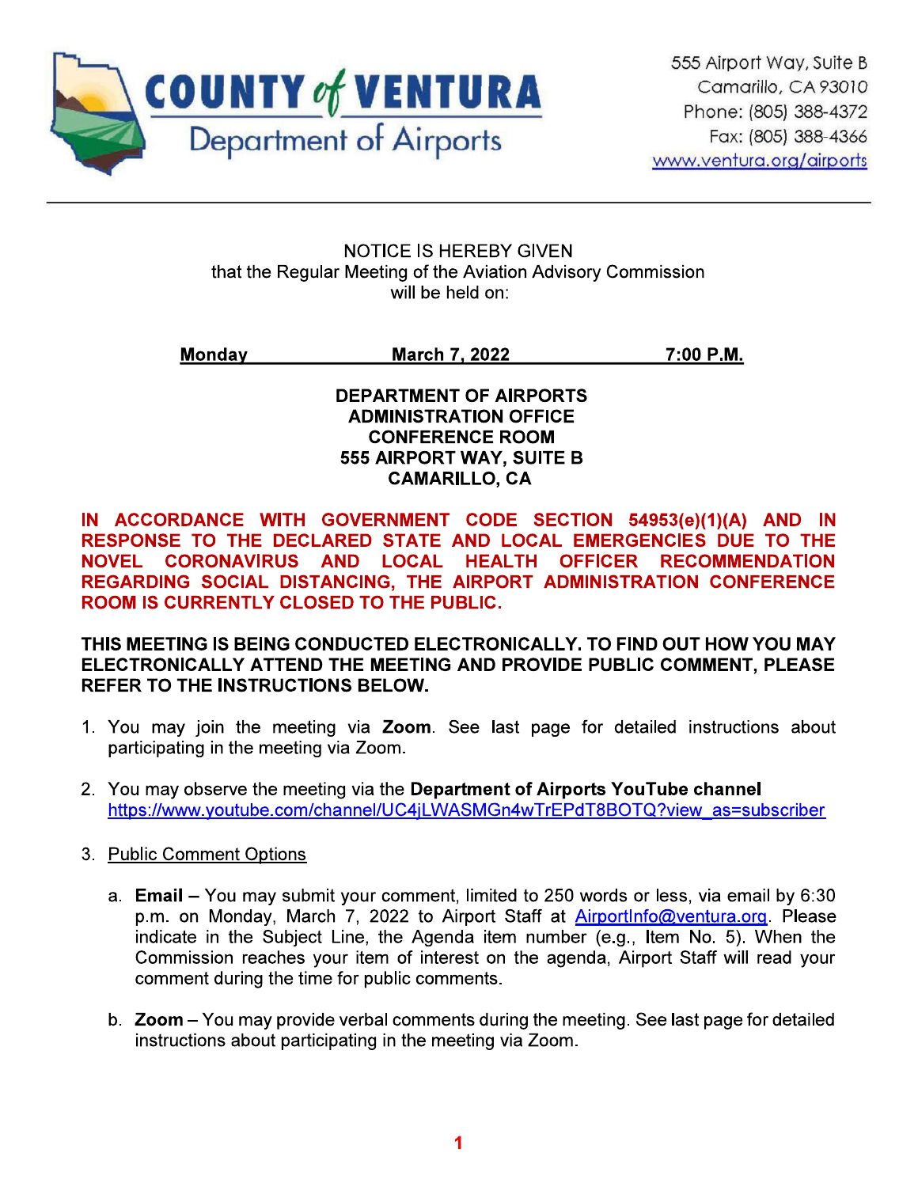**COUNTY of VENTURA**
Department of Airports

555 Airport Way, Suite B
Camarillo, CA 93010
Phone: (805) 388-4372
Fax: (805) 388-4366
www.ventura.org/airports

---

NOTICE IS HEREBY GIVEN
that the Regular Meeting of the Aviation Advisory Commission
will be held on:

**Monday March 7, 2022 7:00 P.M.**

**DEPARTMENT OF AIRPORTS
ADMINISTRATION OFFICE
CONFERENCE ROOM
555 AIRPORT WAY, SUITE B
CAMARILLO, CA**

**IN ACCORDANCE WITH GOVERNMENT CODE SECTION 54953(e)(1)(A) AND IN RESPONSE TO THE DECLARED STATE AND LOCAL EMERGENCIES DUE TO THE NOVEL CORONAVIRUS AND LOCAL HEALTH OFFICER RECOMMENDATION REGARDING SOCIAL DISTANCING, THE AIRPORT ADMINISTRATION CONFERENCE ROOM IS CURRENTLY CLOSED TO THE PUBLIC.**

**THIS MEETING IS BEING CONDUCTED ELECTRONICALLY. TO FIND OUT HOW YOU MAY ELECTRONICALLY ATTEND THE MEETING AND PROVIDE PUBLIC COMMENT, PLEASE REFER TO THE INSTRUCTIONS BELOW.**

1. You may join the meeting via **Zoom**. See last page for detailed instructions about participating in the meeting via Zoom.

2. You may observe the meeting via the **Department of Airports YouTube channel**
   https://www.youtube.com/channel/UC4jLWASMGn4wTrEPdT8BOTQ?view_as=subscriber

3. Public Comment Options

   a. **Email** – You may submit your comment, limited to 250 words or less, via email by 6:30 p.m. on Monday, March 7, 2022 to Airport Staff at AirportInfo@ventura.org. Please indicate in the Subject Line, the Agenda item number (e.g., Item No. 5). When the Commission reaches your item of interest on the agenda, Airport Staff will read your comment during the time for public comments.

   b. **Zoom** – You may provide verbal comments during the meeting. See last page for detailed instructions about participating in the meeting via Zoom.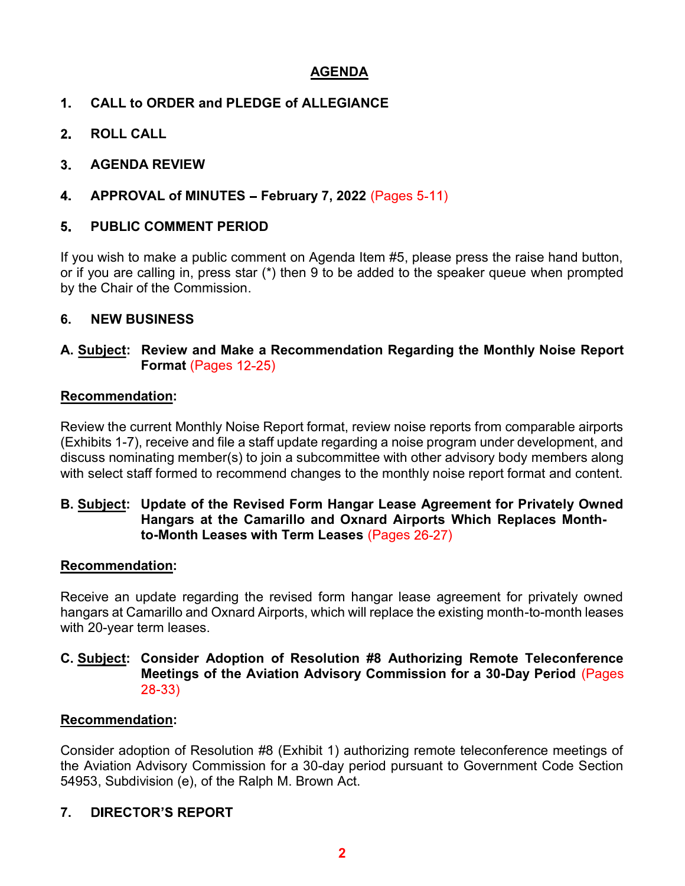# AGENDA

**1. CALL to ORDER and PLEDGE of ALLEGIANCE**

**2. ROLL CALL**

**3. AGENDA REVIEW**

**4. APPROVAL of MINUTES – February 7, 2022** (Pages 5-11)

**5. PUBLIC COMMENT PERIOD**

If you wish to make a public comment on Agenda Item #5, please press the raise hand button, or if you are calling in, press star (*) then 9 to be added to the speaker queue when prompted by the Chair of the Commission.

**6. NEW BUSINESS**

**A. Subject: Review and Make a Recommendation Regarding the Monthly Noise Report Format** (Pages 12-25)

**Recommendation:**

Review the current Monthly Noise Report format, review noise reports from comparable airports (Exhibits 1-7), receive and file a staff update regarding a noise program under development, and discuss nominating member(s) to join a subcommittee with other advisory body members along with select staff formed to recommend changes to the monthly noise report format and content.

**B. Subject: Update of the Revised Form Hangar Lease Agreement for Privately Owned Hangars at the Camarillo and Oxnard Airports Which Replaces Month-to-Month Leases with Term Leases** (Pages 26-27)

**Recommendation:**

Receive an update regarding the revised form hangar lease agreement for privately owned hangars at Camarillo and Oxnard Airports, which will replace the existing month-to-month leases with 20-year term leases.

**C. Subject: Consider Adoption of Resolution #8 Authorizing Remote Teleconference Meetings of the Aviation Advisory Commission for a 30-Day Period** (Pages 28-33)

**Recommendation:**

Consider adoption of Resolution #8 (Exhibit 1) authorizing remote teleconference meetings of the Aviation Advisory Commission for a 30-day period pursuant to Government Code Section 54953, Subdivision (e), of the Ralph M. Brown Act.

**7. DIRECTOR'S REPORT**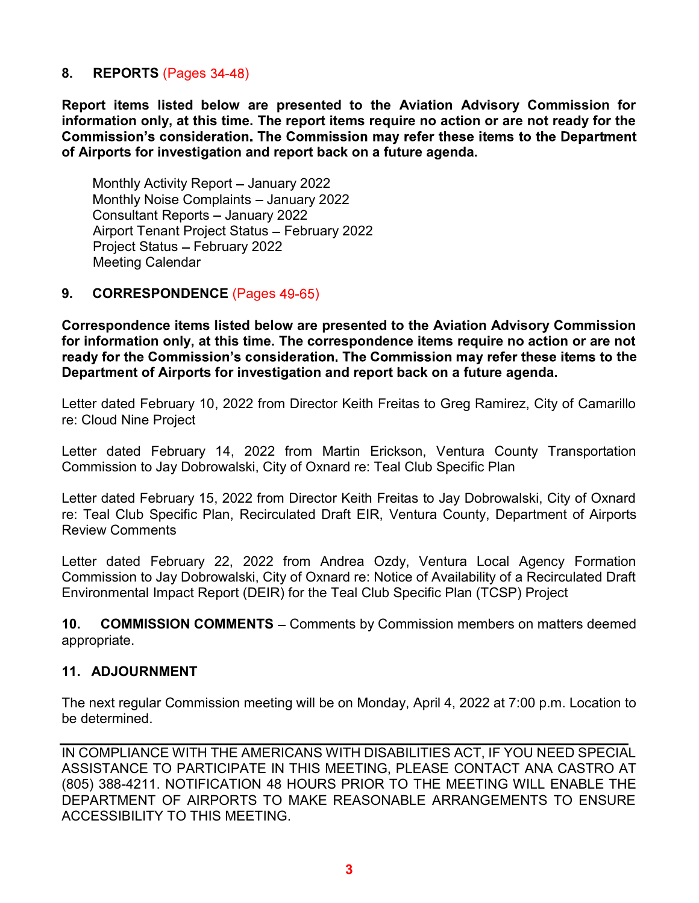## 8. REPORTS (Pages 34-48)

**Report items listed below are presented to the Aviation Advisory Commission for information only, at this time. The report items require no action or are not ready for the Commission's consideration. The Commission may refer these items to the Department of Airports for investigation and report back on a future agenda.**

Monthly Activity Report – January 2022
Monthly Noise Complaints – January 2022
Consultant Reports – January 2022
Airport Tenant Project Status – February 2022
Project Status – February 2022
Meeting Calendar

## 9. CORRESPONDENCE (Pages 49-65)

**Correspondence items listed below are presented to the Aviation Advisory Commission for information only, at this time. The correspondence items require no action or are not ready for the Commission's consideration. The Commission may refer these items to the Department of Airports for investigation and report back on a future agenda.**

Letter dated February 10, 2022 from Director Keith Freitas to Greg Ramirez, City of Camarillo re: Cloud Nine Project

Letter dated February 14, 2022 from Martin Erickson, Ventura County Transportation Commission to Jay Dobrowalski, City of Oxnard re: Teal Club Specific Plan

Letter dated February 15, 2022 from Director Keith Freitas to Jay Dobrowalski, City of Oxnard re: Teal Club Specific Plan, Recirculated Draft EIR, Ventura County, Department of Airports Review Comments

Letter dated February 22, 2022 from Andrea Ozdy, Ventura Local Agency Formation Commission to Jay Dobrowalski, City of Oxnard re: Notice of Availability of a Recirculated Draft Environmental Impact Report (DEIR) for the Teal Club Specific Plan (TCSP) Project

**10. COMMISSION COMMENTS** – Comments by Commission members on matters deemed appropriate.

## 11. ADJOURNMENT

The next regular Commission meeting will be on Monday, April 4, 2022 at 7:00 p.m. Location to be determined.

---

IN COMPLIANCE WITH THE AMERICANS WITH DISABILITIES ACT, IF YOU NEED SPECIAL ASSISTANCE TO PARTICIPATE IN THIS MEETING, PLEASE CONTACT ANA CASTRO AT (805) 388-4211. NOTIFICATION 48 HOURS PRIOR TO THE MEETING WILL ENABLE THE DEPARTMENT OF AIRPORTS TO MAKE REASONABLE ARRANGEMENTS TO ENSURE ACCESSIBILITY TO THIS MEETING.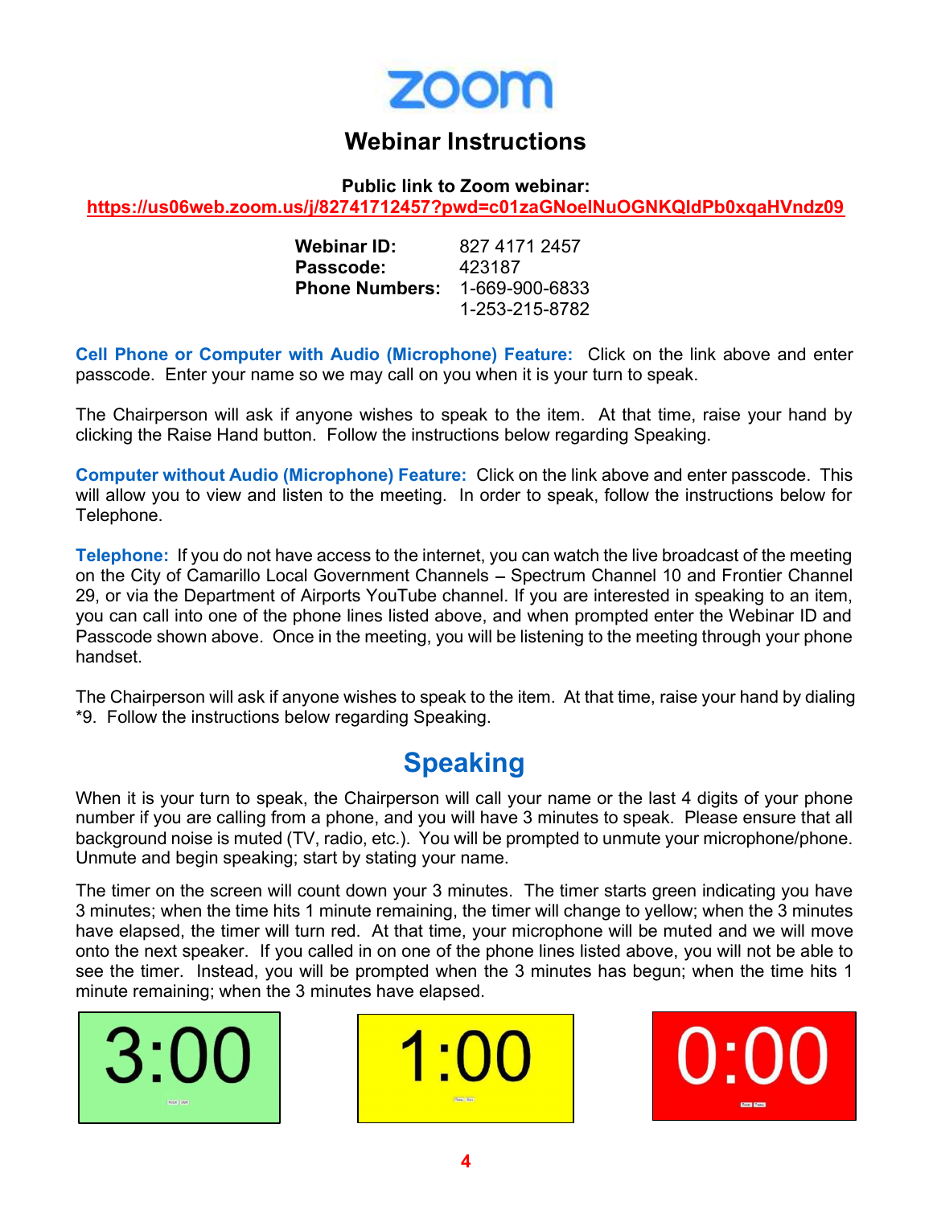zoom

# Webinar Instructions

**Public link to Zoom webinar:**
**https://us06web.zoom.us/j/82741712457?pwd=c01zaGNoelNuOGNKQldPb0xqaHVndz09**

| | |
|---|---|
| **Webinar ID:** | 827 4171 2457 |
| **Passcode:** | 423187 |
| **Phone Numbers:** | 1-669-900-6833 |
| | 1-253-215-8782 |

**Cell Phone or Computer with Audio (Microphone) Feature:** Click on the link above and enter passcode. Enter your name so we may call on you when it is your turn to speak.

The Chairperson will ask if anyone wishes to speak to the item. At that time, raise your hand by clicking the Raise Hand button. Follow the instructions below regarding Speaking.

**Computer without Audio (Microphone) Feature:** Click on the link above and enter passcode. This will allow you to view and listen to the meeting. In order to speak, follow the instructions below for Telephone.

**Telephone:** If you do not have access to the internet, you can watch the live broadcast of the meeting on the City of Camarillo Local Government Channels – Spectrum Channel 10 and Frontier Channel 29, or via the Department of Airports YouTube channel. If you are interested in speaking to an item, you can call into one of the phone lines listed above, and when prompted enter the Webinar ID and Passcode shown above. Once in the meeting, you will be listening to the meeting through your phone handset.

The Chairperson will ask if anyone wishes to speak to the item. At that time, raise your hand by dialing *9. Follow the instructions below regarding Speaking.

## Speaking

When it is your turn to speak, the Chairperson will call your name or the last 4 digits of your phone number if you are calling from a phone, and you will have 3 minutes to speak. Please ensure that all background noise is muted (TV, radio, etc.). You will be prompted to unmute your microphone/phone. Unmute and begin speaking; start by stating your name.

The timer on the screen will count down your 3 minutes. The timer starts green indicating you have 3 minutes; when the time hits 1 minute remaining, the timer will change to yellow; when the 3 minutes have elapsed, the timer will turn red. At that time, your microphone will be muted and we will move onto the next speaker. If you called in on one of the phone lines listed above, you will not be able to see the timer. Instead, you will be prompted when the 3 minutes has begun; when the time hits 1 minute remaining; when the 3 minutes have elapsed.

3:00

1:00

0:00